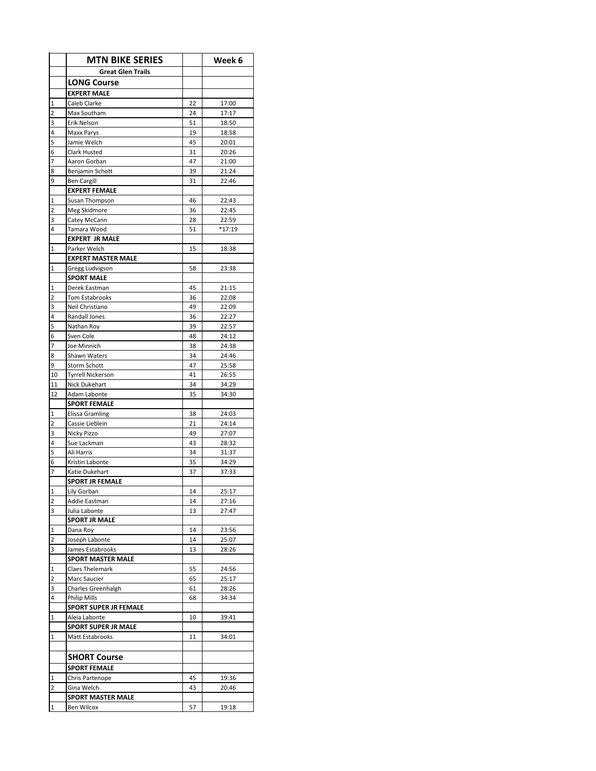| | MTN BIKE SERIES | | Week 6 |
|---|---|---|---|
| | **Great Glen Trails** | | |
| | **LONG Course** | | |
| | **EXPERT MALE** | | |
| 1 | Caleb Clarke | 22 | 17:00 |
| 2 | Max Southam | 24 | 17:17 |
| 3 | Erik Nelson | 51 | 18:50 |
| 4 | Maxx Parys | 19 | 18:58 |
| 5 | Jamie Welch | 45 | 20:01 |
| 6 | Clark Husted | 31 | 20:26 |
| 7 | Aaron Gorban | 47 | 21:00 |
| 8 | Benjamin Schott | 39 | 21:24 |
| 9 | Ben Cargill | 31 | 22:46 |
| | **EXPERT FEMALE** | | |
| 1 | Susan Thompson | 46 | 22:43 |
| 2 | Meg Skidmore | 36 | 22:45 |
| 3 | Catey McCann | 28 | 22:59 |
| 4 | Tamara Wood | 51 | *17:19 |
| | **EXPERT JR MALE** | | |
| 1 | Parker Welch | 15 | 18:38 |
| | **EXPERT MASTER MALE** | | |
| 1 | Gregg Ludvigson | 58 | 23:38 |
| | **SPORT MALE** | | |
| 1 | Derek Eastman | 45 | 21:15 |
| 2 | Tom Estabrooks | 36 | 22:08 |
| 3 | Neil Christiano | 49 | 22:09 |
| 4 | Randall Jones | 36 | 22:27 |
| 5 | Nathan Roy | 39 | 22:57 |
| 6 | Sven Cole | 48 | 24:12 |
| 7 | Joe Minnich | 38 | 24:38 |
| 8 | Shawn Waters | 34 | 24:46 |
| 9 | Storm Schott | 47 | 25:58 |
| 10 | Tyrrell Nickerson | 41 | 26:55 |
| 11 | Nick Dukehart | 34 | 34:29 |
| 12 | Adam Labonte | 35 | 34:30 |
| | **SPORT FEMALE** | | |
| 1 | Elissa Gramling | 38 | 24:03 |
| 2 | Cassie Lieblein | 21 | 24:14 |
| 3 | Nicky Pizzo | 49 | 27:07 |
| 4 | Sue Lackman | 43 | 28:32 |
| 5 | Ali Harris | 34 | 31:37 |
| 6 | Kristin Labonte | 35 | 34:29 |
| 7 | Katie Dukehart | 37 | 37:33 |
| | **SPORT JR FEMALE** | | |
| 1 | Lily Gorban | 14 | 25:17 |
| 2 | Addie Eastman | 14 | 27:16 |
| 3 | Julia Labonte | 13 | 27:47 |
| | **SPORT JR MALE** | | |
| 1 | Dana Roy | 14 | 23:56 |
| 2 | Joseph Labonte | 14 | 25:07 |
| 3 | James Estabrooks | 13 | 28:26 |
| | **SPORT MASTER MALE** | | |
| 1 | Claes Thelemark | 55 | 24:56 |
| 2 | Marc Saucier | 65 | 25:17 |
| 3 | Charles Greenhalgh | 61 | 28:26 |
| 4 | Philip Mills | 68 | 34:34 |
| | **SPORT SUPER JR FEMALE** | | |
| 1 | Aleia Labonte | 10 | 39:41 |
| | **SPORT SUPER JR MALE** | | |
| 1 | Matt Estabrooks | 11 | 34:01 |
| | | | |
| | **SHORT Course** | | |
| | **SPORT FEMALE** | | |
| 1 | Chris Partenope | 45 | 19:36 |
| 2 | Gina Welch | 43 | 20:46 |
| | **SPORT MASTER MALE** | | |
| 1 | Ben Wilcox | 57 | 19:18 |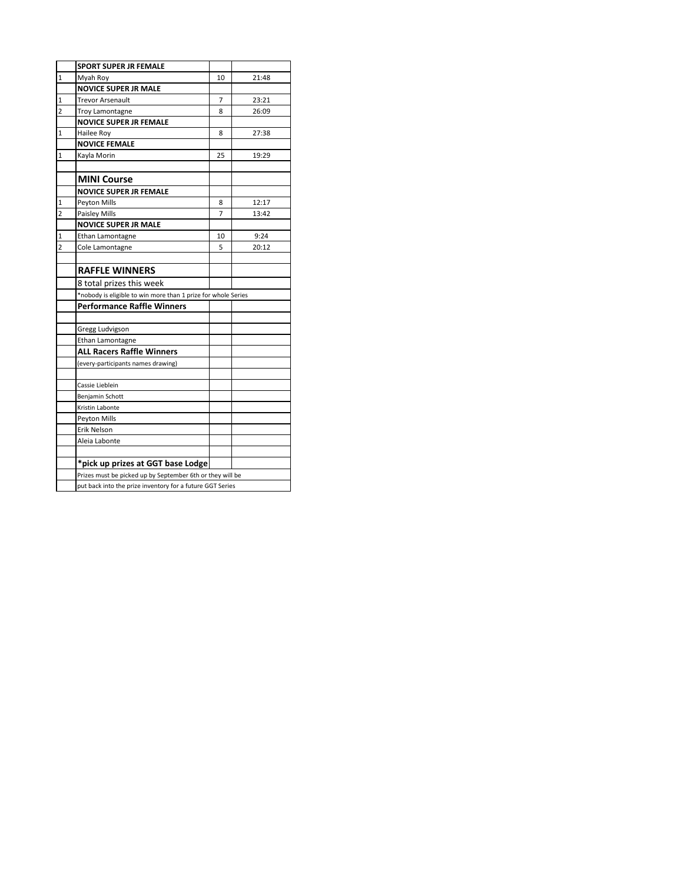| | | | |
|---|---|---|---|
| | **SPORT SUPER JR FEMALE** | | |
| 1 | Myah Roy | 10 | 21:48 |
| | **NOVICE SUPER JR MALE** | | |
| 1 | Trevor Arsenault | 7 | 23:21 |
| 2 | Troy Lamontagne | 8 | 26:09 |
| | **NOVICE SUPER JR FEMALE** | | |
| 1 | Hailee Roy | 8 | 27:38 |
| | **NOVICE FEMALE** | | |
| 1 | Kayla Morin | 25 | 19:29 |
| | | | |
| | **MINI Course** | | |
| | **NOVICE SUPER JR FEMALE** | | |
| 1 | Peyton Mills | 8 | 12:17 |
| 2 | Paisley Mills | 7 | 13:42 |
| | **NOVICE SUPER JR MALE** | | |
| 1 | Ethan Lamontagne | 10 | 9:24 |
| 2 | Cole Lamontagne | 5 | 20:12 |
| | | | |
| | **RAFFLE WINNERS** | | |
| | 8 total prizes this week | | |
| | *nobody is eligible to win more than 1 prize for whole Series | | |
| | **Performance Raffle Winners** | | |
| | | | |
| | Gregg Ludvigson | | |
| | Ethan Lamontagne | | |
| | **ALL Racers Raffle Winners** | | |
| | (every-participants names drawing) | | |
| | | | |
| | Cassie Lieblein | | |
| | Benjamin Schott | | |
| | Kristin Labonte | | |
| | Peyton Mills | | |
| | Erik Nelson | | |
| | Aleia Labonte | | |
| | | | |
| | ***pick up prizes at GGT base Lodge** | | |
| | Prizes must be picked up by September 6th or they will be | | |
| | put back into the prize inventory for a future GGT Series | | |